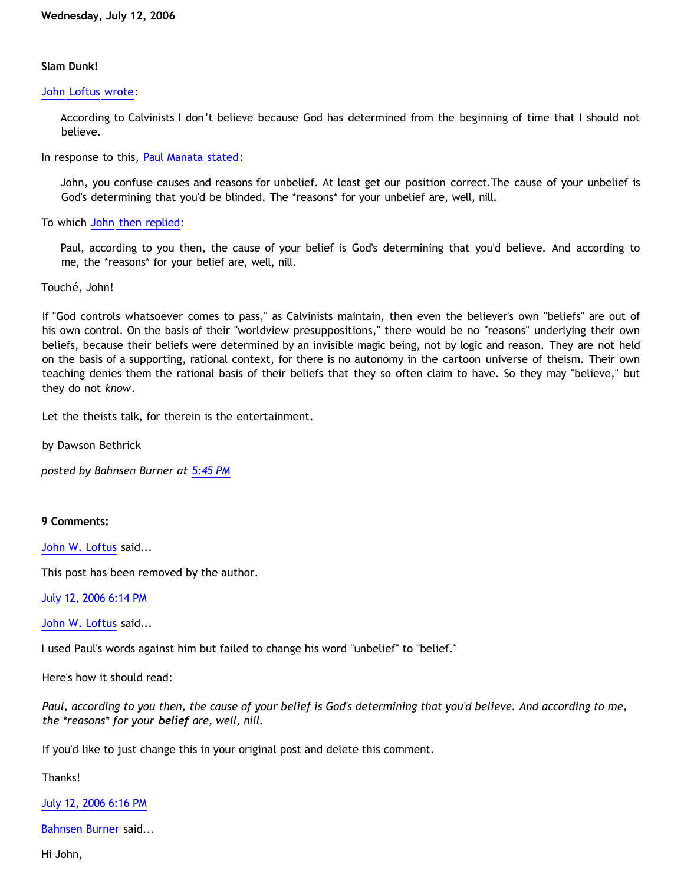**Wednesday, July 12, 2006**

**Slam Dunk!**

John Loftus wrote:

> According to Calvinists I don't believe because God has determined from the beginning of time that I should not believe.

In response to this, Paul Manata stated:

> John, you confuse causes and reasons for unbelief. At least get our position correct.The cause of your unbelief is God's determining that you'd be blinded. The *reasons* for your unbelief are, well, nill.

To which John then replied:

> Paul, according to you then, the cause of your belief is God's determining that you'd believe. And according to me, the *reasons* for your belief are, well, nill.

Touché, John!

If "God controls whatsoever comes to pass," as Calvinists maintain, then even the believer's own "beliefs" are out of his own control. On the basis of their "worldview presuppositions," there would be no "reasons" underlying their own beliefs, because their beliefs were determined by an invisible magic being, not by logic and reason. They are not held on the basis of a supporting, rational context, for there is no autonomy in the cartoon universe of theism. Their own teaching denies them the rational basis of their beliefs that they so often claim to have. So they may "believe," but they do not *know*.

Let the theists talk, for therein is the entertainment.

by Dawson Bethrick

*posted by Bahnsen Burner at 5:45 PM*

**9 Comments:**

John W. Loftus said...

This post has been removed by the author.

July 12, 2006 6:14 PM

John W. Loftus said...

I used Paul's words against him but failed to change his word "unbelief" to "belief."

Here's how it should read:

*Paul, according to you then, the cause of your belief is God's determining that you'd believe. And according to me, the *reasons* for your **belief** are, well, nill.*

If you'd like to just change this in your original post and delete this comment.

Thanks!

July 12, 2006 6:16 PM

Bahnsen Burner said...

Hi John,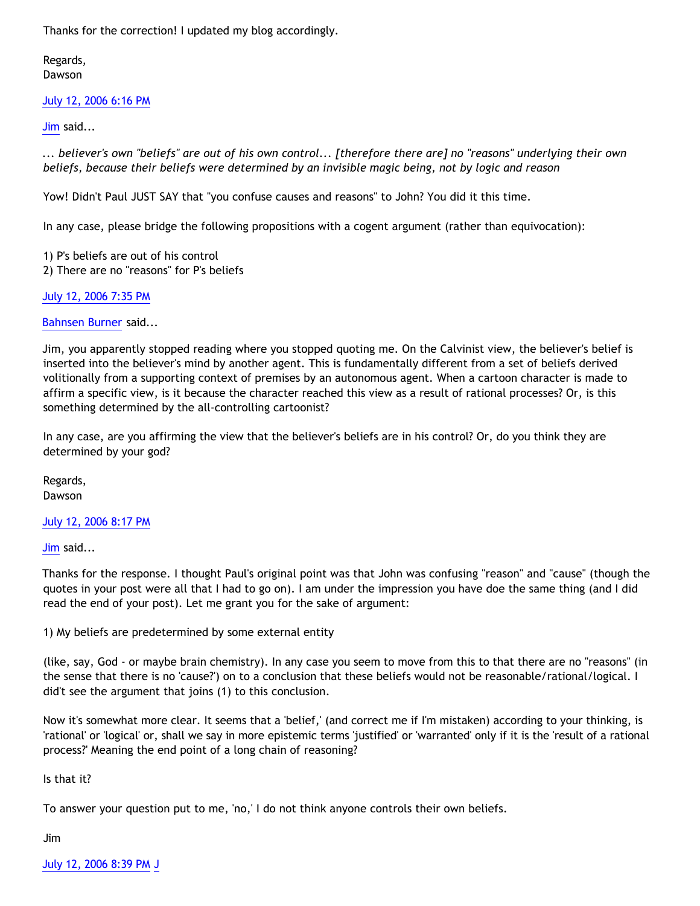Thanks for the correction! I updated my blog accordingly.

Regards,
Dawson

July 12, 2006 6:16 PM

Jim said...

*... believer's own "beliefs" are out of his own control... [therefore there are] no "reasons" underlying their own beliefs, because their beliefs were determined by an invisible magic being, not by logic and reason*

Yow! Didn't Paul JUST SAY that "you confuse causes and reasons" to John? You did it this time.

In any case, please bridge the following propositions with a cogent argument (rather than equivocation):

1) P's beliefs are out of his control
2) There are no "reasons" for P's beliefs

July 12, 2006 7:35 PM

Bahnsen Burner said...

Jim, you apparently stopped reading where you stopped quoting me. On the Calvinist view, the believer's belief is inserted into the believer's mind by another agent. This is fundamentally different from a set of beliefs derived volitionally from a supporting context of premises by an autonomous agent. When a cartoon character is made to affirm a specific view, is it because the character reached this view as a result of rational processes? Or, is this something determined by the all-controlling cartoonist?

In any case, are you affirming the view that the believer's beliefs are in his control? Or, do you think they are determined by your god?

Regards,
Dawson

July 12, 2006 8:17 PM

Jim said...

Thanks for the response. I thought Paul's original point was that John was confusing "reason" and "cause" (though the quotes in your post were all that I had to go on). I am under the impression you have doe the same thing (and I did read the end of your post). Let me grant you for the sake of argument:

1) My beliefs are predetermined by some external entity

(like, say, God - or maybe brain chemistry). In any case you seem to move from this to that there are no "reasons" (in the sense that there is no 'cause?') on to a conclusion that these beliefs would not be reasonable/rational/logical. I did't see the argument that joins (1) to this conclusion.

Now it's somewhat more clear. It seems that a 'belief,' (and correct me if I'm mistaken) according to your thinking, is 'rational' or 'logical' or, shall we say in more epistemic terms 'justified' or 'warranted' only if it is the 'result of a rational process?' Meaning the end point of a long chain of reasoning?

Is that it?

To answer your question put to me, 'no,' I do not think anyone controls their own beliefs.

Jim

July 12, 2006 8:39 PM J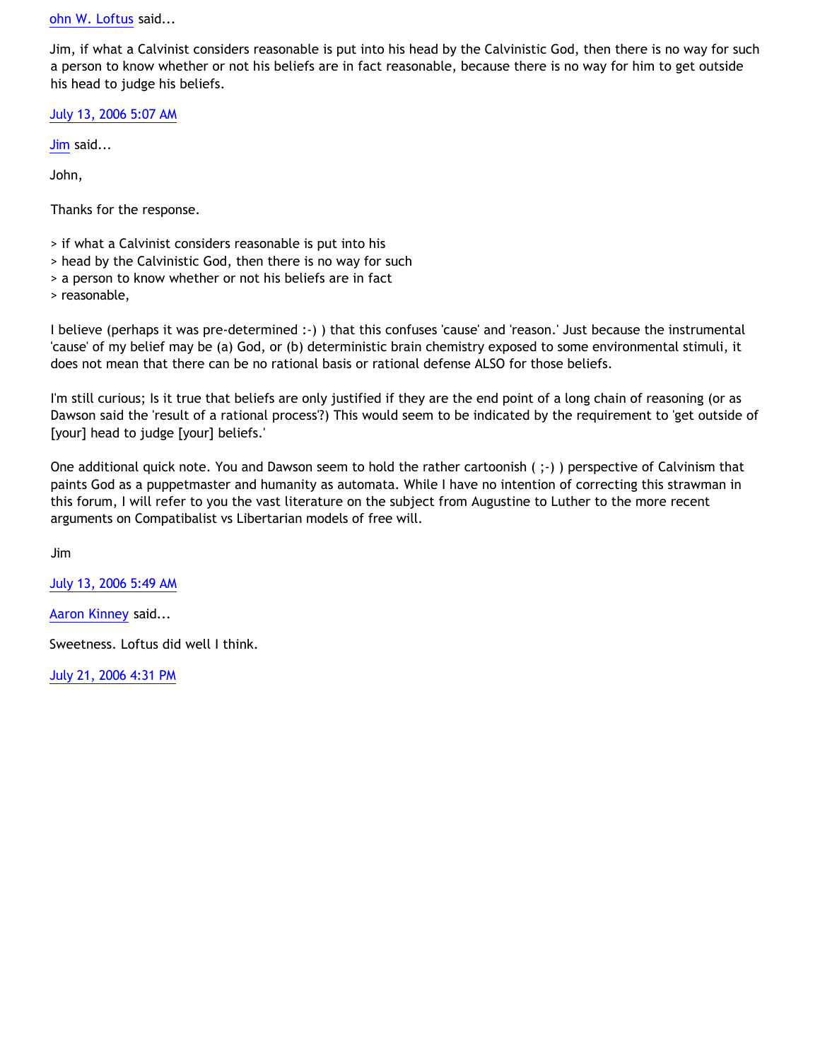ohn W. Loftus said...

Jim, if what a Calvinist considers reasonable is put into his head by the Calvinistic God, then there is no way for such a person to know whether or not his beliefs are in fact reasonable, because there is no way for him to get outside his head to judge his beliefs.

July 13, 2006 5:07 AM

Jim said...

John,

Thanks for the response.

> if what a Calvinist considers reasonable is put into his
> head by the Calvinistic God, then there is no way for such
> a person to know whether or not his beliefs are in fact
> reasonable,

I believe (perhaps it was pre-determined :-) ) that this confuses 'cause' and 'reason.' Just because the instrumental 'cause' of my belief may be (a) God, or (b) deterministic brain chemistry exposed to some environmental stimuli, it does not mean that there can be no rational basis or rational defense ALSO for those beliefs.

I'm still curious; Is it true that beliefs are only justified if they are the end point of a long chain of reasoning (or as Dawson said the 'result of a rational process'?) This would seem to be indicated by the requirement to 'get outside of [your] head to judge [your] beliefs.'

One additional quick note. You and Dawson seem to hold the rather cartoonish ( ;-) ) perspective of Calvinism that paints God as a puppetmaster and humanity as automata. While I have no intention of correcting this strawman in this forum, I will refer to you the vast literature on the subject from Augustine to Luther to the more recent arguments on Compatibalist vs Libertarian models of free will.

Jim

July 13, 2006 5:49 AM

Aaron Kinney said...

Sweetness. Loftus did well I think.

July 21, 2006 4:31 PM